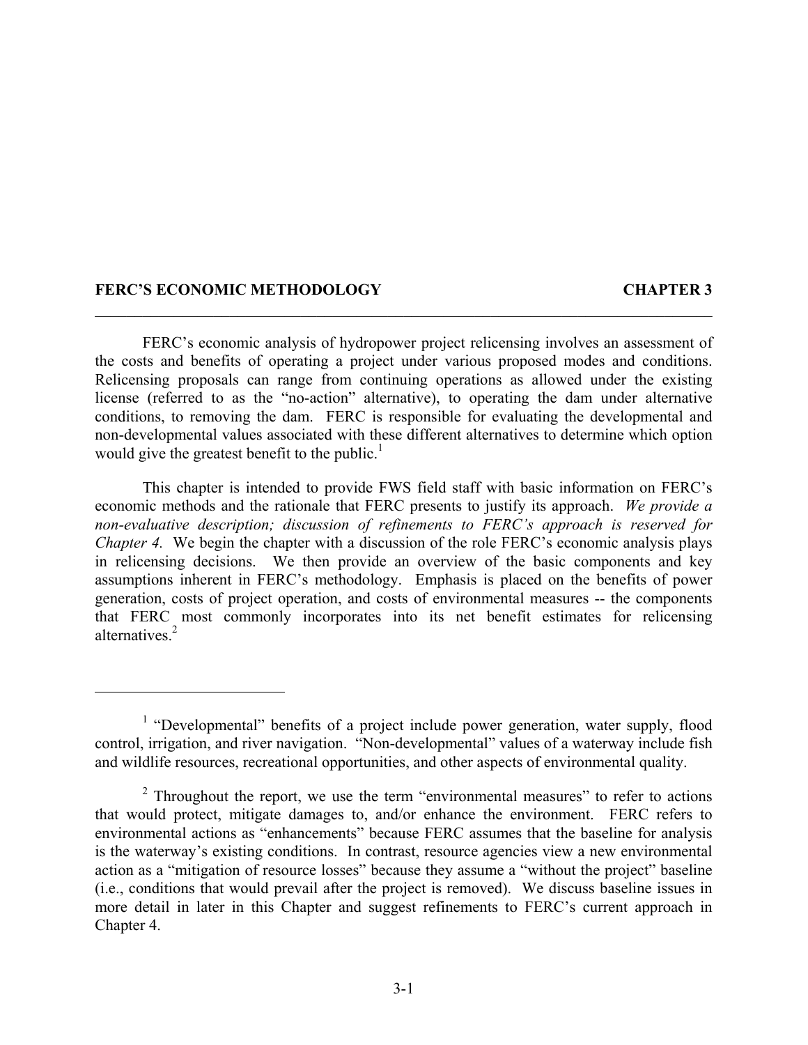# FERC'S ECONOMIC METHODOLOGY — CHAPTER 3

FERC's economic analysis of hydropower project relicensing involves an assessment of the costs and benefits of operating a project under various proposed modes and conditions. Relicensing proposals can range from continuing operations as allowed under the existing license (referred to as the "no-action" alternative), to operating the dam under alternative conditions, to removing the dam. FERC is responsible for evaluating the developmental and non-developmental values associated with these different alternatives to determine which option would give the greatest benefit to the public.[1]

This chapter is intended to provide FWS field staff with basic information on FERC's economic methods and the rationale that FERC presents to justify its approach. *We provide a non-evaluative description; discussion of refinements to FERC's approach is reserved for Chapter 4.* We begin the chapter with a discussion of the role FERC's economic analysis plays in relicensing decisions. We then provide an overview of the basic components and key assumptions inherent in FERC's methodology. Emphasis is placed on the benefits of power generation, costs of project operation, and costs of environmental measures -- the components that FERC most commonly incorporates into its net benefit estimates for relicensing alternatives.[2]

---

[1] "Developmental" benefits of a project include power generation, water supply, flood control, irrigation, and river navigation. "Non-developmental" values of a waterway include fish and wildlife resources, recreational opportunities, and other aspects of environmental quality.

[2] Throughout the report, we use the term "environmental measures" to refer to actions that would protect, mitigate damages to, and/or enhance the environment. FERC refers to environmental actions as "enhancements" because FERC assumes that the baseline for analysis is the waterway's existing conditions. In contrast, resource agencies view a new environmental action as a "mitigation of resource losses" because they assume a "without the project" baseline (i.e., conditions that would prevail after the project is removed). We discuss baseline issues in more detail in later in this Chapter and suggest refinements to FERC's current approach in Chapter 4.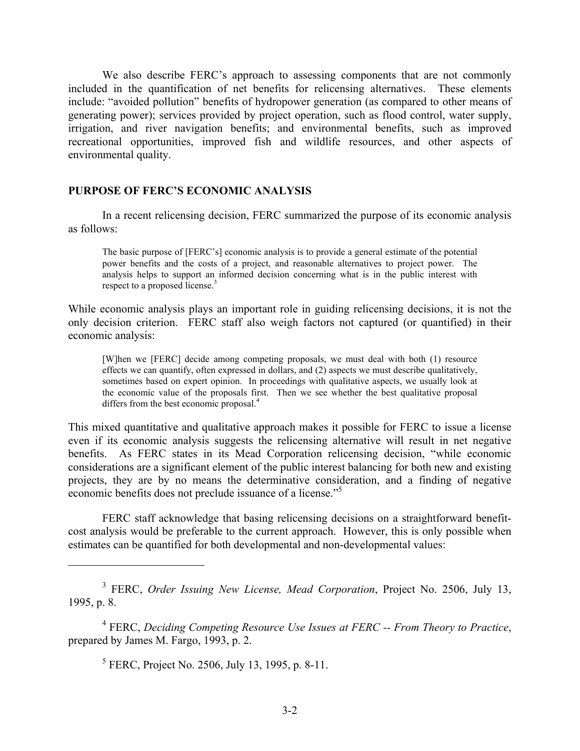We also describe FERC's approach to assessing components that are not commonly included in the quantification of net benefits for relicensing alternatives. These elements include: "avoided pollution" benefits of hydropower generation (as compared to other means of generating power); services provided by project operation, such as flood control, water supply, irrigation, and river navigation benefits; and environmental benefits, such as improved recreational opportunities, improved fish and wildlife resources, and other aspects of environmental quality.

## PURPOSE OF FERC'S ECONOMIC ANALYSIS

In a recent relicensing decision, FERC summarized the purpose of its economic analysis as follows:

> The basic purpose of [FERC's] economic analysis is to provide a general estimate of the potential power benefits and the costs of a project, and reasonable alternatives to project power. The analysis helps to support an informed decision concerning what is in the public interest with respect to a proposed license.[3]

While economic analysis plays an important role in guiding relicensing decisions, it is not the only decision criterion. FERC staff also weigh factors not captured (or quantified) in their economic analysis:

> [W]hen we [FERC] decide among competing proposals, we must deal with both (1) resource effects we can quantify, often expressed in dollars, and (2) aspects we must describe qualitatively, sometimes based on expert opinion. In proceedings with qualitative aspects, we usually look at the economic value of the proposals first. Then we see whether the best qualitative proposal differs from the best economic proposal.[4]

This mixed quantitative and qualitative approach makes it possible for FERC to issue a license even if its economic analysis suggests the relicensing alternative will result in net negative benefits. As FERC states in its Mead Corporation relicensing decision, "while economic considerations are a significant element of the public interest balancing for both new and existing projects, they are by no means the determinative consideration, and a finding of negative economic benefits does not preclude issuance of a license."[5]

FERC staff acknowledge that basing relicensing decisions on a straightforward benefit-cost analysis would be preferable to the current approach. However, this is only possible when estimates can be quantified for both developmental and non-developmental values:

---

[3] FERC, *Order Issuing New License, Mead Corporation*, Project No. 2506, July 13, 1995, p. 8.

[4] FERC, *Deciding Competing Resource Use Issues at FERC -- From Theory to Practice*, prepared by James M. Fargo, 1993, p. 2.

[5] FERC, Project No. 2506, July 13, 1995, p. 8-11.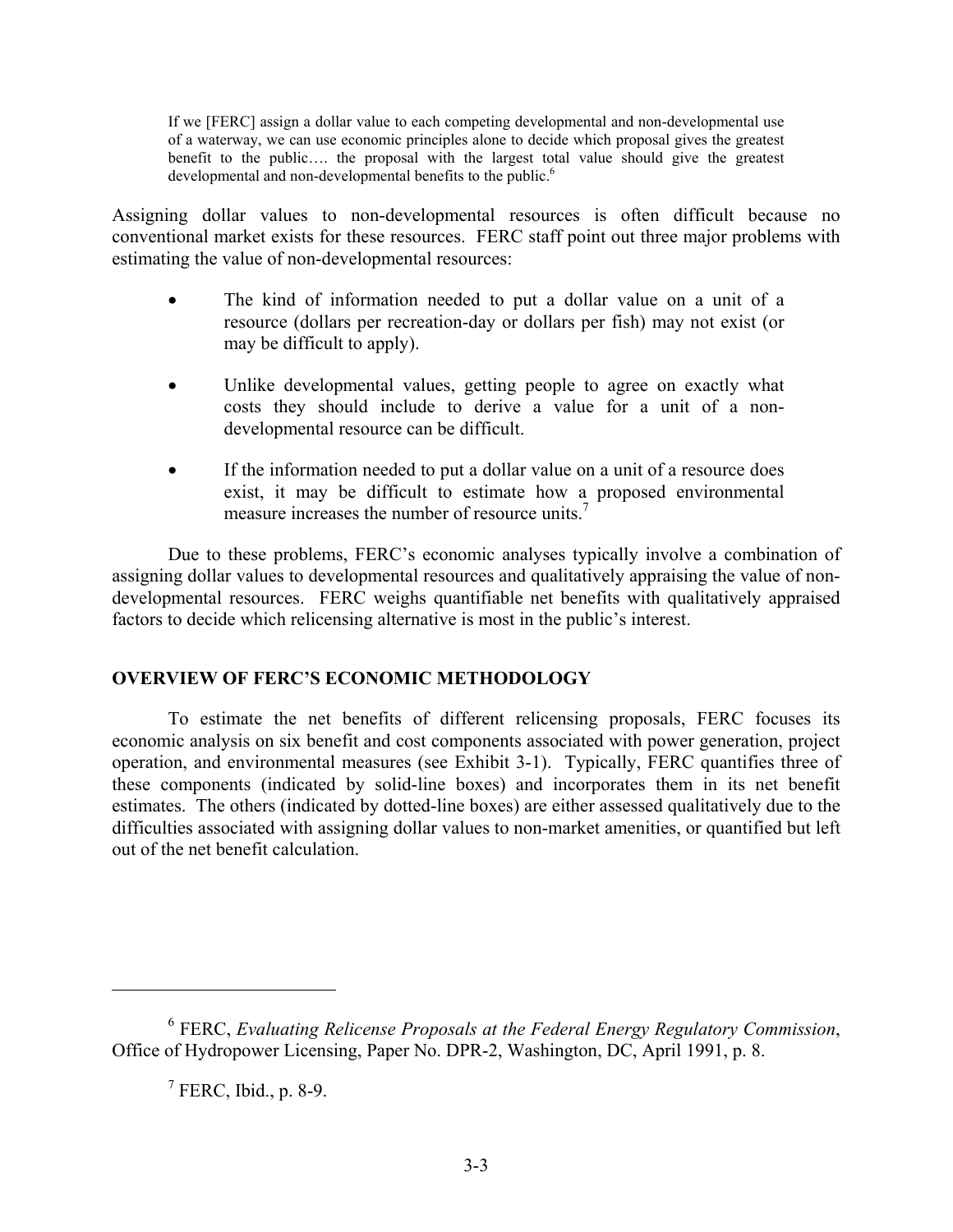> If we [FERC] assign a dollar value to each competing developmental and non-developmental use of a waterway, we can use economic principles alone to decide which proposal gives the greatest benefit to the public…. the proposal with the largest total value should give the greatest developmental and non-developmental benefits to the public.[6]

Assigning dollar values to non-developmental resources is often difficult because no conventional market exists for these resources. FERC staff point out three major problems with estimating the value of non-developmental resources:

- The kind of information needed to put a dollar value on a unit of a resource (dollars per recreation-day or dollars per fish) may not exist (or may be difficult to apply).
- Unlike developmental values, getting people to agree on exactly what costs they should include to derive a value for a unit of a non-developmental resource can be difficult.
- If the information needed to put a dollar value on a unit of a resource does exist, it may be difficult to estimate how a proposed environmental measure increases the number of resource units.[7]

Due to these problems, FERC's economic analyses typically involve a combination of assigning dollar values to developmental resources and qualitatively appraising the value of non-developmental resources. FERC weighs quantifiable net benefits with qualitatively appraised factors to decide which relicensing alternative is most in the public's interest.

## OVERVIEW OF FERC'S ECONOMIC METHODOLOGY

To estimate the net benefits of different relicensing proposals, FERC focuses its economic analysis on six benefit and cost components associated with power generation, project operation, and environmental measures (see Exhibit 3-1). Typically, FERC quantifies three of these components (indicated by solid-line boxes) and incorporates them in its net benefit estimates. The others (indicated by dotted-line boxes) are either assessed qualitatively due to the difficulties associated with assigning dollar values to non-market amenities, or quantified but left out of the net benefit calculation.

---

[6] FERC, *Evaluating Relicense Proposals at the Federal Energy Regulatory Commission*, Office of Hydropower Licensing, Paper No. DPR-2, Washington, DC, April 1991, p. 8.

[7] FERC, Ibid., p. 8-9.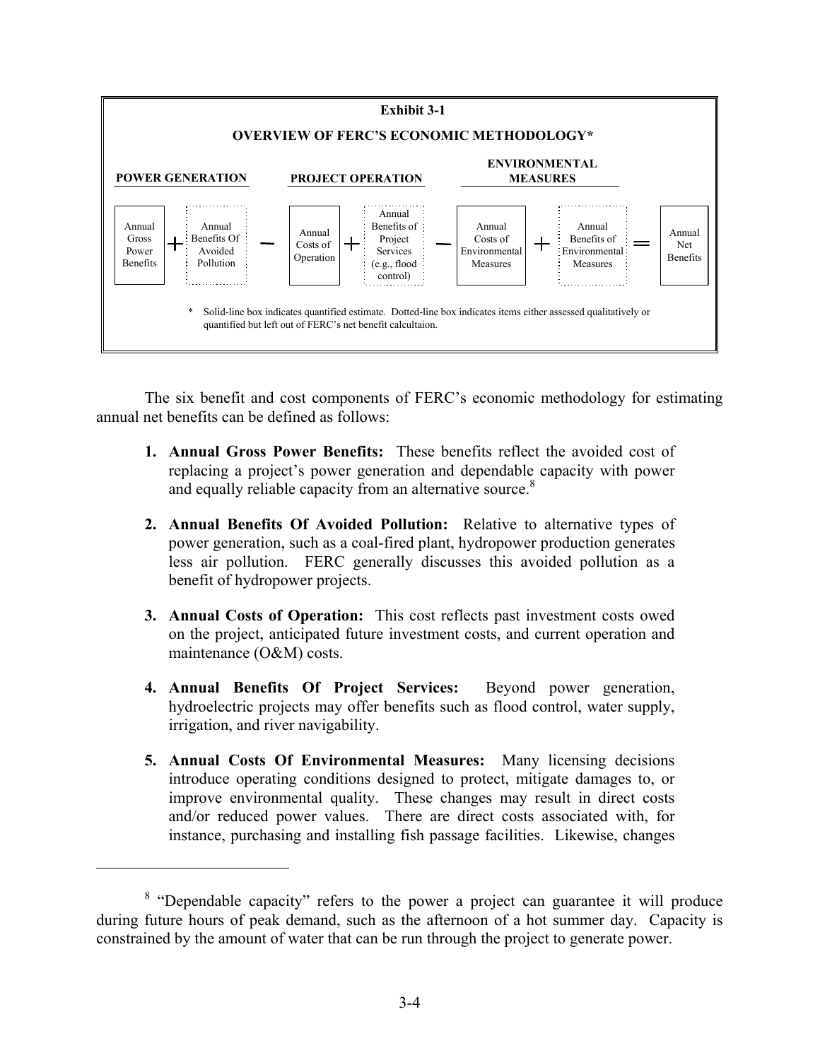**Exhibit 3-1**

**OVERVIEW OF FERC'S ECONOMIC METHODOLOGY***

| POWER GENERATION | | | | PROJECT OPERATION | | | | ENVIRONMENTAL MEASURES | | | | |
|---|---|---|---|---|---|---|---|---|---|---|---|---|
| Annual Gross Power Benefits | + | Annual Benefits Of Avoided Pollution | − | Annual Costs of Operation | + | Annual Benefits of Project Services (e.g., flood control) | − | Annual Costs of Environmental Measures | + | Annual Benefits of Environmental Measures | = | Annual Net Benefits |

\* Solid-line box indicates quantified estimate. Dotted-line box indicates items either assessed qualitatively or quantified but left out of FERC's net benefit calcultaion.

The six benefit and cost components of FERC's economic methodology for estimating annual net benefits can be defined as follows:

1. **Annual Gross Power Benefits:** These benefits reflect the avoided cost of replacing a project's power generation and dependable capacity with power and equally reliable capacity from an alternative source.[8]

2. **Annual Benefits Of Avoided Pollution:** Relative to alternative types of power generation, such as a coal-fired plant, hydropower production generates less air pollution. FERC generally discusses this avoided pollution as a benefit of hydropower projects.

3. **Annual Costs of Operation:** This cost reflects past investment costs owed on the project, anticipated future investment costs, and current operation and maintenance (O&M) costs.

4. **Annual Benefits Of Project Services:** Beyond power generation, hydroelectric projects may offer benefits such as flood control, water supply, irrigation, and river navigability.

5. **Annual Costs Of Environmental Measures:** Many licensing decisions introduce operating conditions designed to protect, mitigate damages to, or improve environmental quality. These changes may result in direct costs and/or reduced power values. There are direct costs associated with, for instance, purchasing and installing fish passage facilities. Likewise, changes

---

[8] "Dependable capacity" refers to the power a project can guarantee it will produce during future hours of peak demand, such as the afternoon of a hot summer day. Capacity is constrained by the amount of water that can be run through the project to generate power.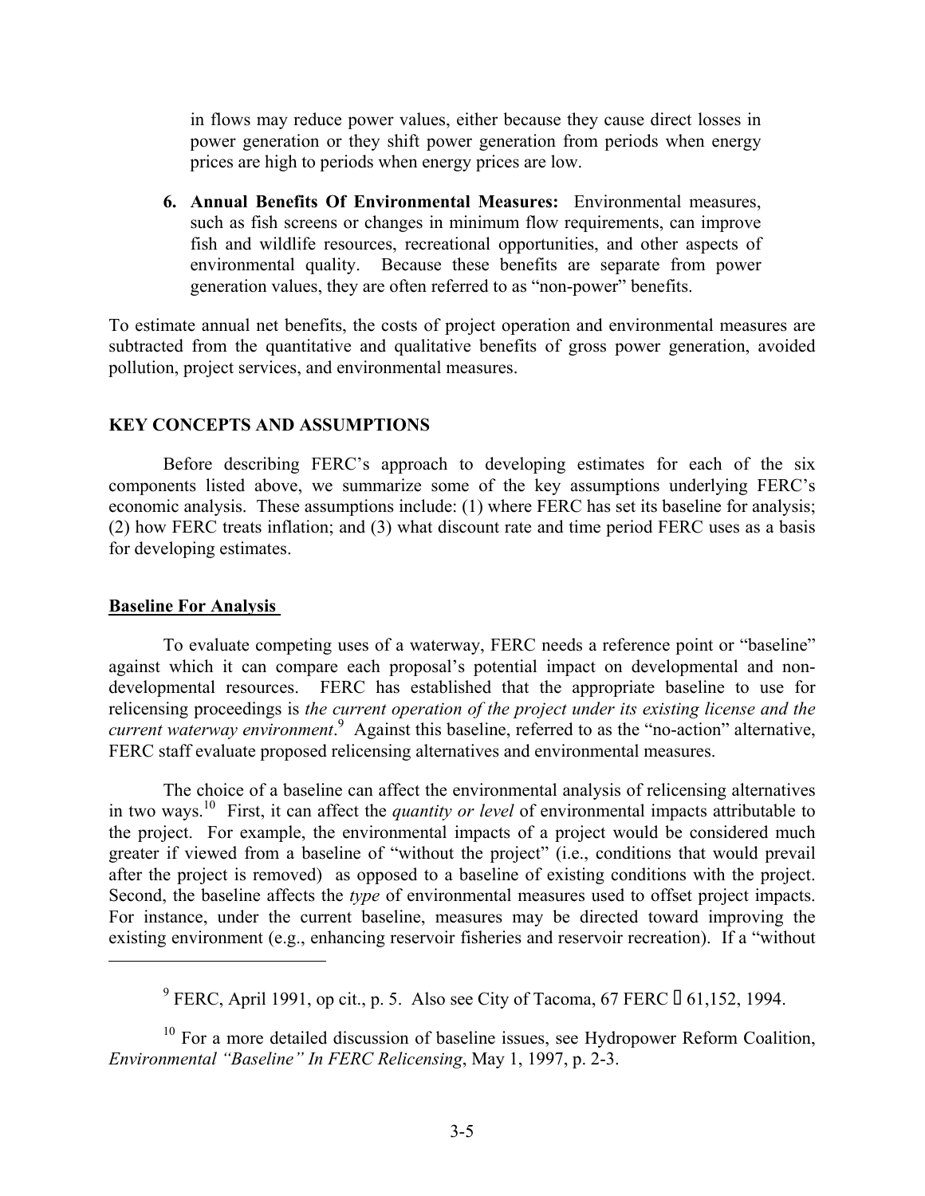in flows may reduce power values, either because they cause direct losses in power generation or they shift power generation from periods when energy prices are high to periods when energy prices are low.

6. **Annual Benefits Of Environmental Measures:** Environmental measures, such as fish screens or changes in minimum flow requirements, can improve fish and wildlife resources, recreational opportunities, and other aspects of environmental quality. Because these benefits are separate from power generation values, they are often referred to as "non-power" benefits.

To estimate annual net benefits, the costs of project operation and environmental measures are subtracted from the quantitative and qualitative benefits of gross power generation, avoided pollution, project services, and environmental measures.

## KEY CONCEPTS AND ASSUMPTIONS

Before describing FERC's approach to developing estimates for each of the six components listed above, we summarize some of the key assumptions underlying FERC's economic analysis. These assumptions include: (1) where FERC has set its baseline for analysis; (2) how FERC treats inflation; and (3) what discount rate and time period FERC uses as a basis for developing estimates.

### Baseline For Analysis

To evaluate competing uses of a waterway, FERC needs a reference point or "baseline" against which it can compare each proposal's potential impact on developmental and non-developmental resources. FERC has established that the appropriate baseline to use for relicensing proceedings is *the current operation of the project under its existing license and the current waterway environment*.[9] Against this baseline, referred to as the "no-action" alternative, FERC staff evaluate proposed relicensing alternatives and environmental measures.

The choice of a baseline can affect the environmental analysis of relicensing alternatives in two ways.[10] First, it can affect the *quantity or level* of environmental impacts attributable to the project. For example, the environmental impacts of a project would be considered much greater if viewed from a baseline of "without the project" (i.e., conditions that would prevail after the project is removed) as opposed to a baseline of existing conditions with the project. Second, the baseline affects the *type* of environmental measures used to offset project impacts. For instance, under the current baseline, measures may be directed toward improving the existing environment (e.g., enhancing reservoir fisheries and reservoir recreation). If a "without

---

[9] FERC, April 1991, op cit., p. 5. Also see City of Tacoma, 67 FERC ¶ 61,152, 1994.

[10] For a more detailed discussion of baseline issues, see Hydropower Reform Coalition, *Environmental "Baseline" In FERC Relicensing*, May 1, 1997, p. 2-3.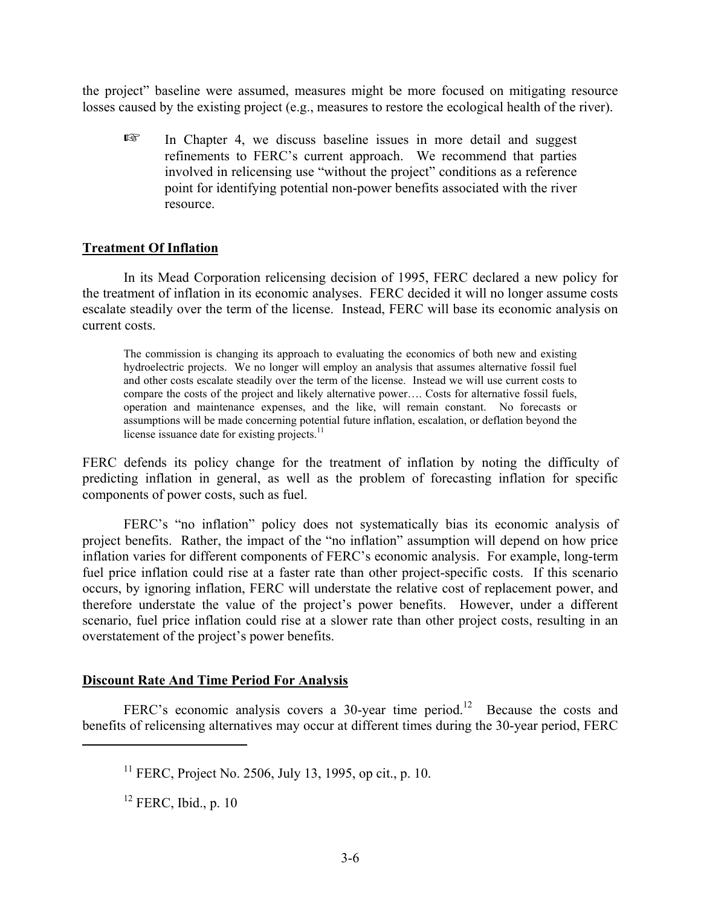the project" baseline were assumed, measures might be more focused on mitigating resource losses caused by the existing project (e.g., measures to restore the ecological health of the river).

> ☞ In Chapter 4, we discuss baseline issues in more detail and suggest refinements to FERC's current approach. We recommend that parties involved in relicensing use "without the project" conditions as a reference point for identifying potential non-power benefits associated with the river resource.

## Treatment Of Inflation

In its Mead Corporation relicensing decision of 1995, FERC declared a new policy for the treatment of inflation in its economic analyses. FERC decided it will no longer assume costs escalate steadily over the term of the license. Instead, FERC will base its economic analysis on current costs.

> The commission is changing its approach to evaluating the economics of both new and existing hydroelectric projects. We no longer will employ an analysis that assumes alternative fossil fuel and other costs escalate steadily over the term of the license. Instead we will use current costs to compare the costs of the project and likely alternative power…. Costs for alternative fossil fuels, operation and maintenance expenses, and the like, will remain constant. No forecasts or assumptions will be made concerning potential future inflation, escalation, or deflation beyond the license issuance date for existing projects.[11]

FERC defends its policy change for the treatment of inflation by noting the difficulty of predicting inflation in general, as well as the problem of forecasting inflation for specific components of power costs, such as fuel.

FERC's "no inflation" policy does not systematically bias its economic analysis of project benefits. Rather, the impact of the "no inflation" assumption will depend on how price inflation varies for different components of FERC's economic analysis. For example, long-term fuel price inflation could rise at a faster rate than other project-specific costs. If this scenario occurs, by ignoring inflation, FERC will understate the relative cost of replacement power, and therefore understate the value of the project's power benefits. However, under a different scenario, fuel price inflation could rise at a slower rate than other project costs, resulting in an overstatement of the project's power benefits.

## Discount Rate And Time Period For Analysis

FERC's economic analysis covers a 30-year time period.[12] Because the costs and benefits of relicensing alternatives may occur at different times during the 30-year period, FERC

---

[11] FERC, Project No. 2506, July 13, 1995, op cit., p. 10.

[12] FERC, Ibid., p. 10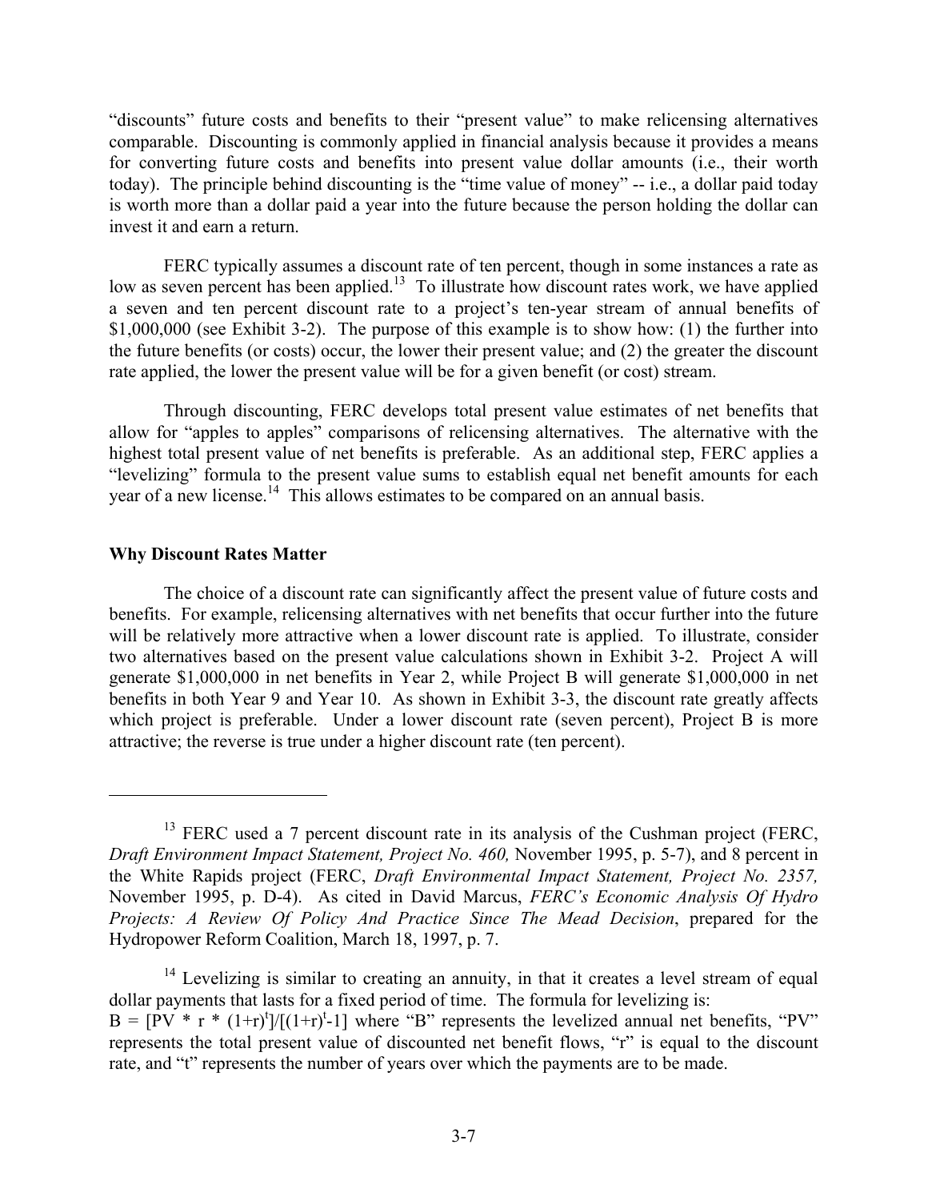"discounts" future costs and benefits to their "present value" to make relicensing alternatives comparable. Discounting is commonly applied in financial analysis because it provides a means for converting future costs and benefits into present value dollar amounts (i.e., their worth today). The principle behind discounting is the "time value of money" -- i.e., a dollar paid today is worth more than a dollar paid a year into the future because the person holding the dollar can invest it and earn a return.

FERC typically assumes a discount rate of ten percent, though in some instances a rate as low as seven percent has been applied.[13] To illustrate how discount rates work, we have applied a seven and ten percent discount rate to a project's ten-year stream of annual benefits of $1,000,000 (see Exhibit 3-2). The purpose of this example is to show how: (1) the further into the future benefits (or costs) occur, the lower their present value; and (2) the greater the discount rate applied, the lower the present value will be for a given benefit (or cost) stream.

Through discounting, FERC develops total present value estimates of net benefits that allow for "apples to apples" comparisons of relicensing alternatives. The alternative with the highest total present value of net benefits is preferable. As an additional step, FERC applies a "levelizing" formula to the present value sums to establish equal net benefit amounts for each year of a new license.[14] This allows estimates to be compared on an annual basis.

### Why Discount Rates Matter

The choice of a discount rate can significantly affect the present value of future costs and benefits. For example, relicensing alternatives with net benefits that occur further into the future will be relatively more attractive when a lower discount rate is applied. To illustrate, consider two alternatives based on the present value calculations shown in Exhibit 3-2. Project A will generate $1,000,000 in net benefits in Year 2, while Project B will generate $1,000,000 in net benefits in both Year 9 and Year 10. As shown in Exhibit 3-3, the discount rate greatly affects which project is preferable. Under a lower discount rate (seven percent), Project B is more attractive; the reverse is true under a higher discount rate (ten percent).

---

[13] FERC used a 7 percent discount rate in its analysis of the Cushman project (FERC, *Draft Environment Impact Statement, Project No. 460,* November 1995, p. 5-7), and 8 percent in the White Rapids project (FERC, *Draft Environmental Impact Statement, Project No. 2357,* November 1995, p. D-4). As cited in David Marcus, *FERC's Economic Analysis Of Hydro Projects: A Review Of Policy And Practice Since The Mead Decision*, prepared for the Hydropower Reform Coalition, March 18, 1997, p. 7.

[14] Levelizing is similar to creating an annuity, in that it creates a level stream of equal dollar payments that lasts for a fixed period of time. The formula for levelizing is: $B = [PV * r * (1+r)^t]/[(1+r)^t-1]$ where "B" represents the levelized annual net benefits, "PV" represents the total present value of discounted net benefit flows, "r" is equal to the discount rate, and "t" represents the number of years over which the payments are to be made.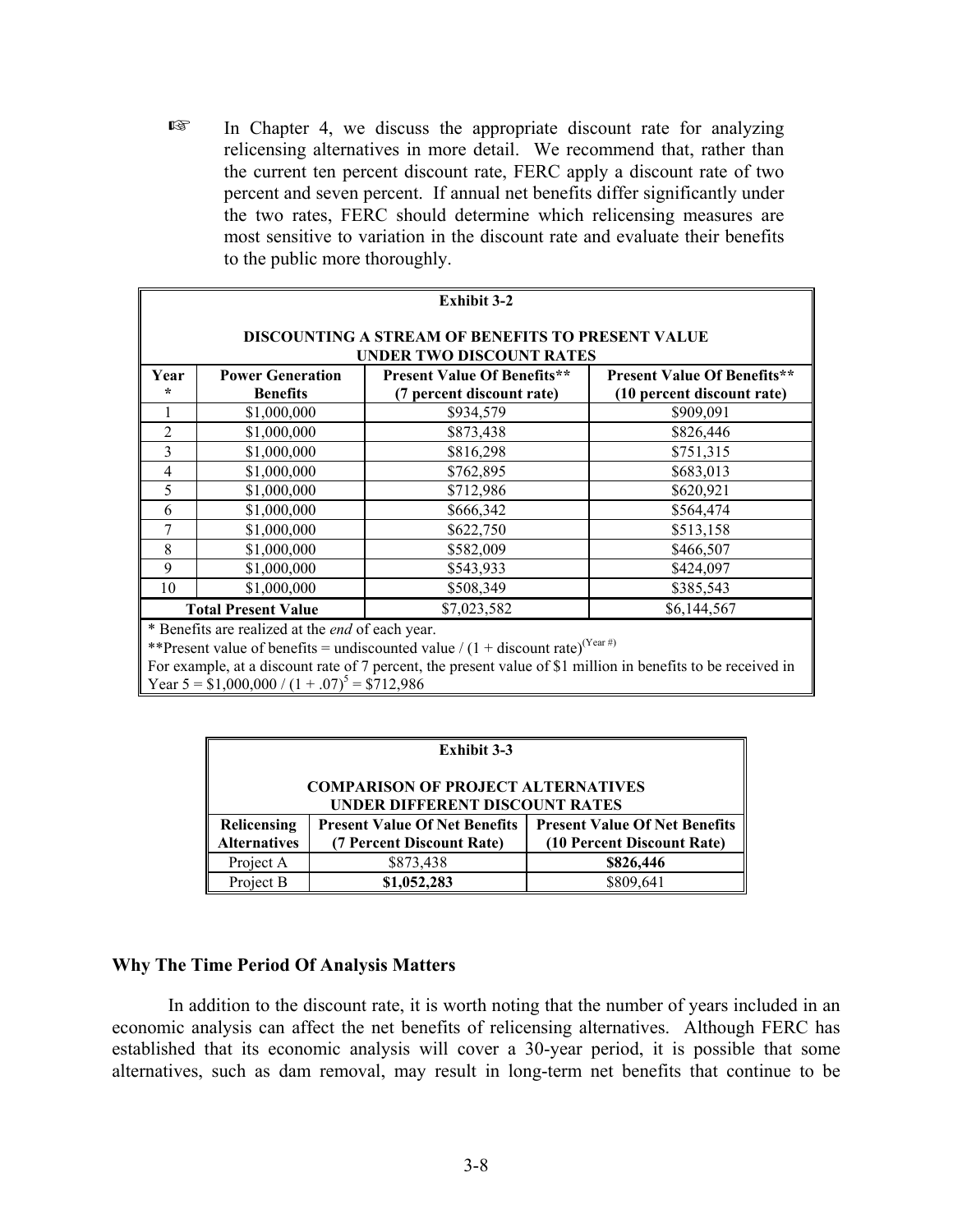☞ In Chapter 4, we discuss the appropriate discount rate for analyzing relicensing alternatives in more detail. We recommend that, rather than the current ten percent discount rate, FERC apply a discount rate of two percent and seven percent. If annual net benefits differ significantly under the two rates, FERC should determine which relicensing measures are most sensitive to variation in the discount rate and evaluate their benefits to the public more thoroughly.

**Exhibit 3-2**

**DISCOUNTING A STREAM OF BENEFITS TO PRESENT VALUE UNDER TWO DISCOUNT RATES**

| Year * | Power Generation Benefits | Present Value Of Benefits** (7 percent discount rate) | Present Value Of Benefits** (10 percent discount rate) |
|---|---|---|---|
| 1 | $1,000,000 | $934,579 | $909,091 |
| 2 | $1,000,000 | $873,438 | $826,446 |
| 3 | $1,000,000 | $816,298 | $751,315 |
| 4 | $1,000,000 | $762,895 | $683,013 |
| 5 | $1,000,000 | $712,986 | $620,921 |
| 6 | $1,000,000 | $666,342 | $564,474 |
| 7 | $1,000,000 | $622,750 | $513,158 |
| 8 | $1,000,000 | $582,009 | $466,507 |
| 9 | $1,000,000 | $543,933 | $424,097 |
| 10 | $1,000,000 | $508,349 | $385,543 |
| **Total Present Value** | | $7,023,582 | $6,144,567 |

\* Benefits are realized at the *end* of each year.

**Present value of benefits = undiscounted value / $(1 + \text{discount rate})^{(\text{Year \#})}$

For example, at a discount rate of 7 percent, the present value of $1 million in benefits to be received in Year 5 = $\$1,000,000 / (1 + .07)^5 = \$712,986$

**Exhibit 3-3**

**COMPARISON OF PROJECT ALTERNATIVES UNDER DIFFERENT DISCOUNT RATES**

| Relicensing Alternatives | Present Value Of Net Benefits (7 Percent Discount Rate) | Present Value Of Net Benefits (10 Percent Discount Rate) |
|---|---|---|
| Project A | $873,438 | **$826,446** |
| Project B | **$1,052,283** | $809,641 |

### Why The Time Period Of Analysis Matters

In addition to the discount rate, it is worth noting that the number of years included in an economic analysis can affect the net benefits of relicensing alternatives. Although FERC has established that its economic analysis will cover a 30-year period, it is possible that some alternatives, such as dam removal, may result in long-term net benefits that continue to be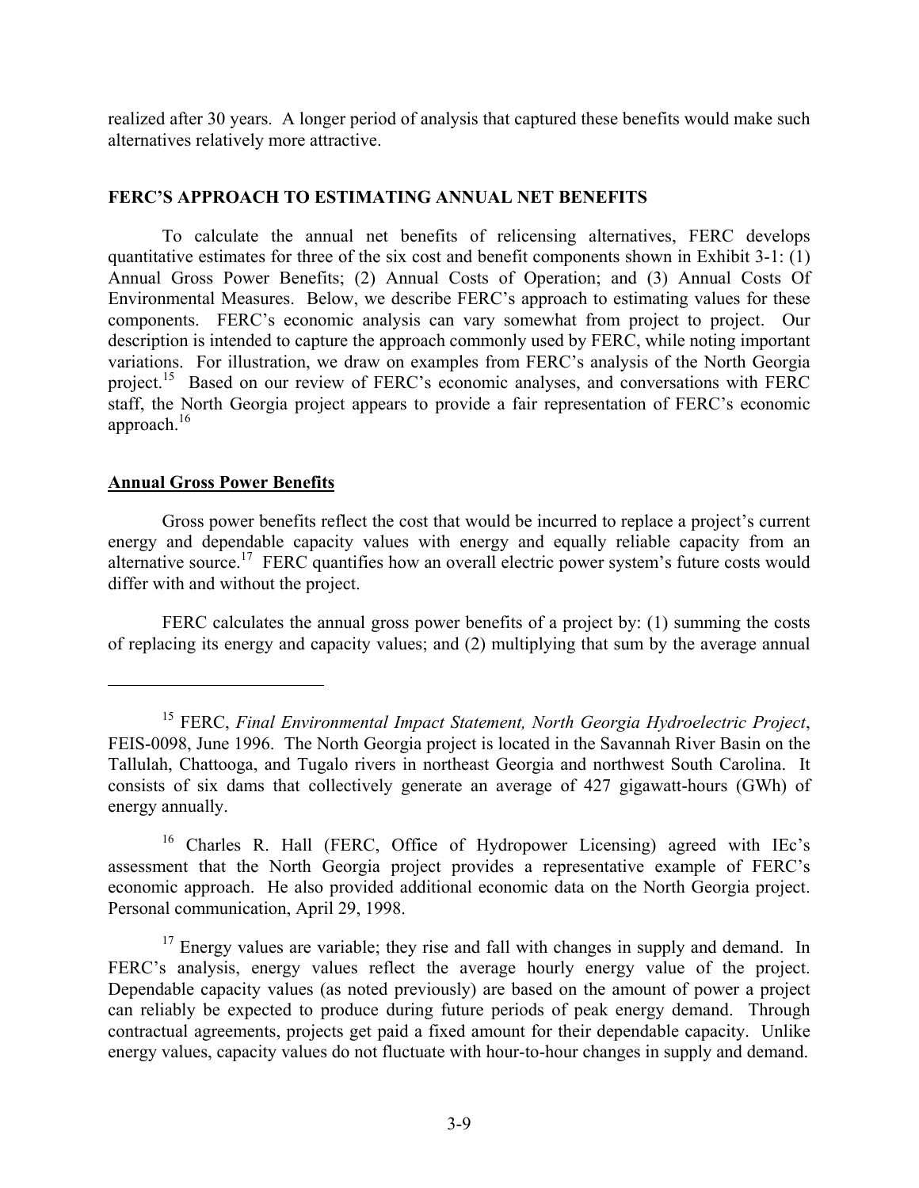realized after 30 years. A longer period of analysis that captured these benefits would make such alternatives relatively more attractive.

## FERC'S APPROACH TO ESTIMATING ANNUAL NET BENEFITS

To calculate the annual net benefits of relicensing alternatives, FERC develops quantitative estimates for three of the six cost and benefit components shown in Exhibit 3-1: (1) Annual Gross Power Benefits; (2) Annual Costs of Operation; and (3) Annual Costs Of Environmental Measures. Below, we describe FERC's approach to estimating values for these components. FERC's economic analysis can vary somewhat from project to project. Our description is intended to capture the approach commonly used by FERC, while noting important variations. For illustration, we draw on examples from FERC's analysis of the North Georgia project.[15] Based on our review of FERC's economic analyses, and conversations with FERC staff, the North Georgia project appears to provide a fair representation of FERC's economic approach.[16]

### Annual Gross Power Benefits

Gross power benefits reflect the cost that would be incurred to replace a project's current energy and dependable capacity values with energy and equally reliable capacity from an alternative source.[17] FERC quantifies how an overall electric power system's future costs would differ with and without the project.

FERC calculates the annual gross power benefits of a project by: (1) summing the costs of replacing its energy and capacity values; and (2) multiplying that sum by the average annual

---

[15] FERC, *Final Environmental Impact Statement, North Georgia Hydroelectric Project*, FEIS-0098, June 1996. The North Georgia project is located in the Savannah River Basin on the Tallulah, Chattooga, and Tugalo rivers in northeast Georgia and northwest South Carolina. It consists of six dams that collectively generate an average of 427 gigawatt-hours (GWh) of energy annually.

[16] Charles R. Hall (FERC, Office of Hydropower Licensing) agreed with IEc's assessment that the North Georgia project provides a representative example of FERC's economic approach. He also provided additional economic data on the North Georgia project. Personal communication, April 29, 1998.

[17] Energy values are variable; they rise and fall with changes in supply and demand. In FERC's analysis, energy values reflect the average hourly energy value of the project. Dependable capacity values (as noted previously) are based on the amount of power a project can reliably be expected to produce during future periods of peak energy demand. Through contractual agreements, projects get paid a fixed amount for their dependable capacity. Unlike energy values, capacity values do not fluctuate with hour-to-hour changes in supply and demand.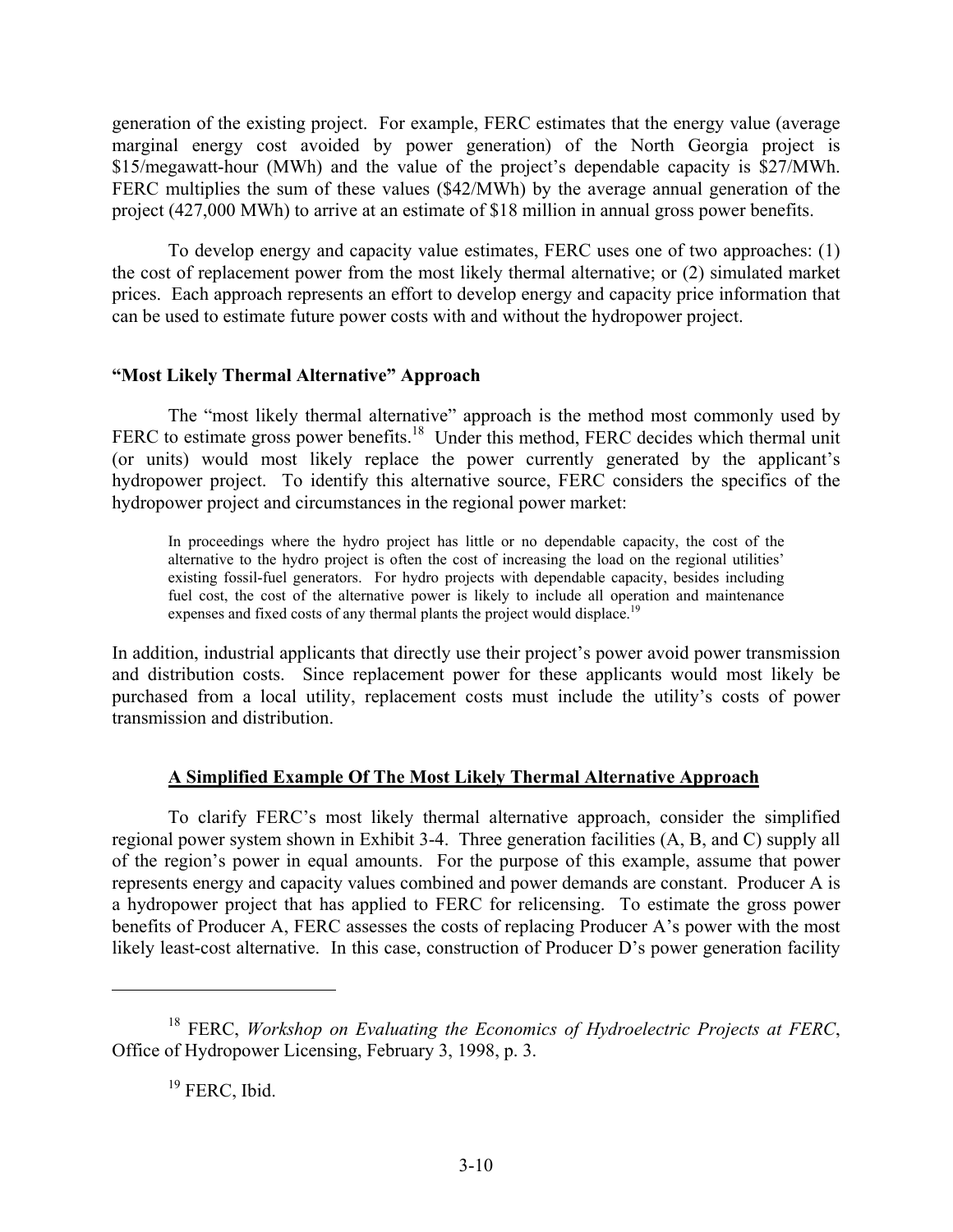generation of the existing project. For example, FERC estimates that the energy value (average marginal energy cost avoided by power generation) of the North Georgia project is $15/megawatt-hour (MWh) and the value of the project's dependable capacity is $27/MWh. FERC multiplies the sum of these values ($42/MWh) by the average annual generation of the project (427,000 MWh) to arrive at an estimate of $18 million in annual gross power benefits.

To develop energy and capacity value estimates, FERC uses one of two approaches: (1) the cost of replacement power from the most likely thermal alternative; or (2) simulated market prices. Each approach represents an effort to develop energy and capacity price information that can be used to estimate future power costs with and without the hydropower project.

### "Most Likely Thermal Alternative" Approach

The "most likely thermal alternative" approach is the method most commonly used by FERC to estimate gross power benefits.[18] Under this method, FERC decides which thermal unit (or units) would most likely replace the power currently generated by the applicant's hydropower project. To identify this alternative source, FERC considers the specifics of the hydropower project and circumstances in the regional power market:

> In proceedings where the hydro project has little or no dependable capacity, the cost of the alternative to the hydro project is often the cost of increasing the load on the regional utilities' existing fossil-fuel generators. For hydro projects with dependable capacity, besides including fuel cost, the cost of the alternative power is likely to include all operation and maintenance expenses and fixed costs of any thermal plants the project would displace.[19]

In addition, industrial applicants that directly use their project's power avoid power transmission and distribution costs. Since replacement power for these applicants would most likely be purchased from a local utility, replacement costs must include the utility's costs of power transmission and distribution.

### A Simplified Example Of The Most Likely Thermal Alternative Approach

To clarify FERC's most likely thermal alternative approach, consider the simplified regional power system shown in Exhibit 3-4. Three generation facilities (A, B, and C) supply all of the region's power in equal amounts. For the purpose of this example, assume that power represents energy and capacity values combined and power demands are constant. Producer A is a hydropower project that has applied to FERC for relicensing. To estimate the gross power benefits of Producer A, FERC assesses the costs of replacing Producer A's power with the most likely least-cost alternative. In this case, construction of Producer D's power generation facility

---

[18] FERC, *Workshop on Evaluating the Economics of Hydroelectric Projects at FERC*, Office of Hydropower Licensing, February 3, 1998, p. 3.

[19] FERC, Ibid.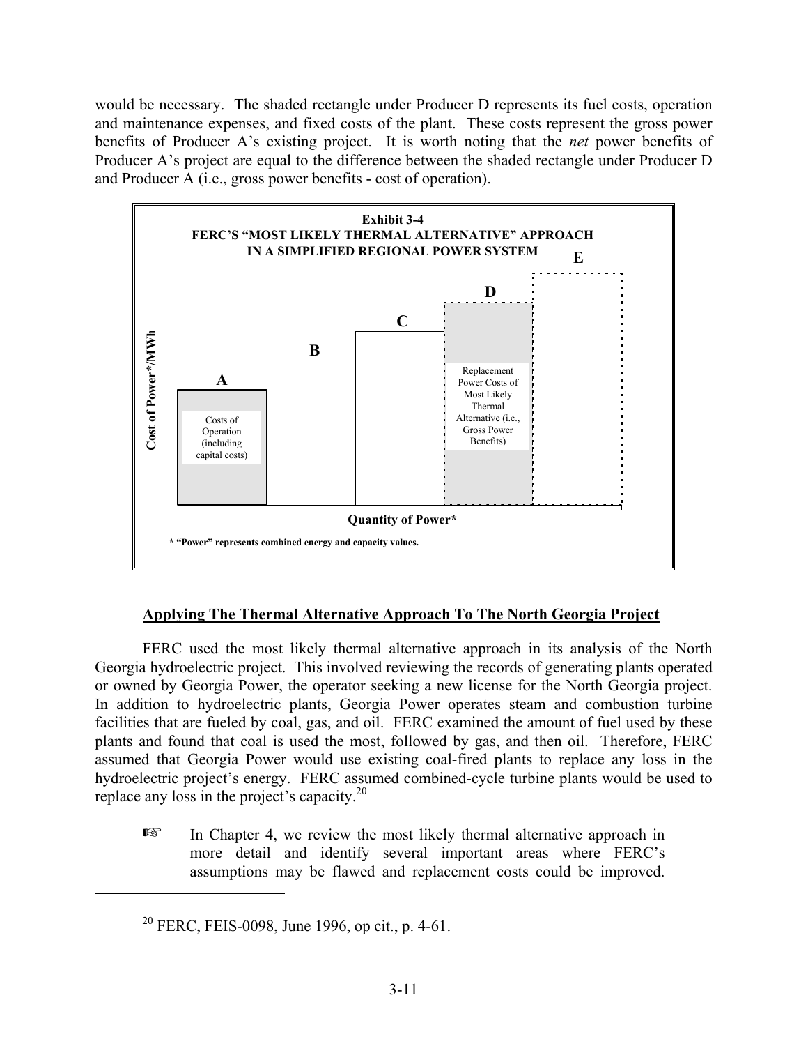would be necessary. The shaded rectangle under Producer D represents its fuel costs, operation and maintenance expenses, and fixed costs of the plant. These costs represent the gross power benefits of Producer A's existing project. It is worth noting that the *net* power benefits of Producer A's project are equal to the difference between the shaded rectangle under Producer D and Producer A (i.e., gross power benefits - cost of operation).

**Exhibit 3-4**
**FERC'S "MOST LIKELY THERMAL ALTERNATIVE" APPROACH IN A SIMPLIFIED REGIONAL POWER SYSTEM**

A B C D E

Costs of Operation (including capital costs)

Replacement Power Costs of Most Likely Thermal Alternative (i.e., Gross Power Benefits)

Cost of Power*/MWh

Quantity of Power*

**\* "Power" represents combined energy and capacity values.**

## Applying The Thermal Alternative Approach To The North Georgia Project

FERC used the most likely thermal alternative approach in its analysis of the North Georgia hydroelectric project. This involved reviewing the records of generating plants operated or owned by Georgia Power, the operator seeking a new license for the North Georgia project. In addition to hydroelectric plants, Georgia Power operates steam and combustion turbine facilities that are fueled by coal, gas, and oil. FERC examined the amount of fuel used by these plants and found that coal is used the most, followed by gas, and then oil. Therefore, FERC assumed that Georgia Power would use existing coal-fired plants to replace any loss in the hydroelectric project's energy. FERC assumed combined-cycle turbine plants would be used to replace any loss in the project's capacity.[20]

☞ In Chapter 4, we review the most likely thermal alternative approach in more detail and identify several important areas where FERC's assumptions may be flawed and replacement costs could be improved.

[20] FERC, FEIS-0098, June 1996, op cit., p. 4-61.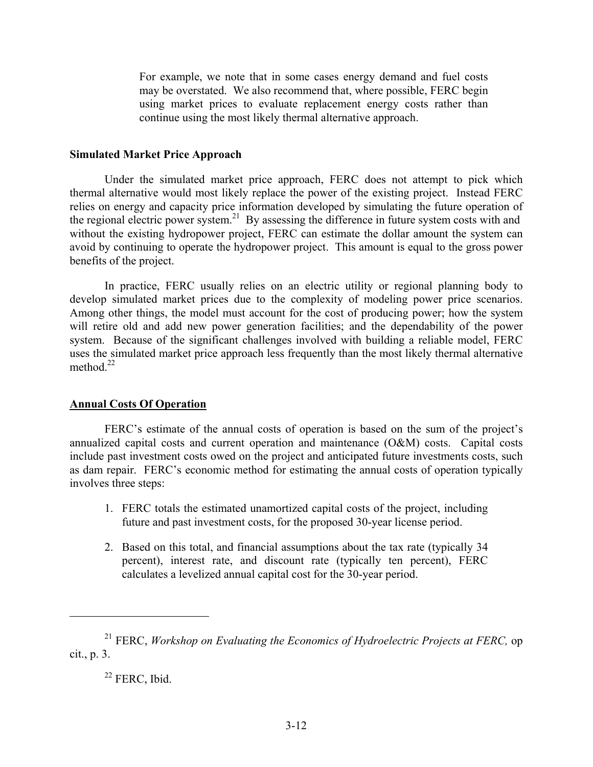> For example, we note that in some cases energy demand and fuel costs may be overstated. We also recommend that, where possible, FERC begin using market prices to evaluate replacement energy costs rather than continue using the most likely thermal alternative approach.

**Simulated Market Price Approach**

Under the simulated market price approach, FERC does not attempt to pick which thermal alternative would most likely replace the power of the existing project. Instead FERC relies on energy and capacity price information developed by simulating the future operation of the regional electric power system.[21] By assessing the difference in future system costs with and without the existing hydropower project, FERC can estimate the dollar amount the system can avoid by continuing to operate the hydropower project. This amount is equal to the gross power benefits of the project.

In practice, FERC usually relies on an electric utility or regional planning body to develop simulated market prices due to the complexity of modeling power price scenarios. Among other things, the model must account for the cost of producing power; how the system will retire old and add new power generation facilities; and the dependability of the power system. Because of the significant challenges involved with building a reliable model, FERC uses the simulated market price approach less frequently than the most likely thermal alternative method.[22]

**Annual Costs Of Operation**

FERC's estimate of the annual costs of operation is based on the sum of the project's annualized capital costs and current operation and maintenance (O&M) costs. Capital costs include past investment costs owed on the project and anticipated future investments costs, such as dam repair. FERC's economic method for estimating the annual costs of operation typically involves three steps:

1. FERC totals the estimated unamortized capital costs of the project, including future and past investment costs, for the proposed 30-year license period.
2. Based on this total, and financial assumptions about the tax rate (typically 34 percent), interest rate, and discount rate (typically ten percent), FERC calculates a levelized annual capital cost for the 30-year period.

---

[21] FERC, *Workshop on Evaluating the Economics of Hydroelectric Projects at FERC,* op cit., p. 3.

[22] FERC, Ibid.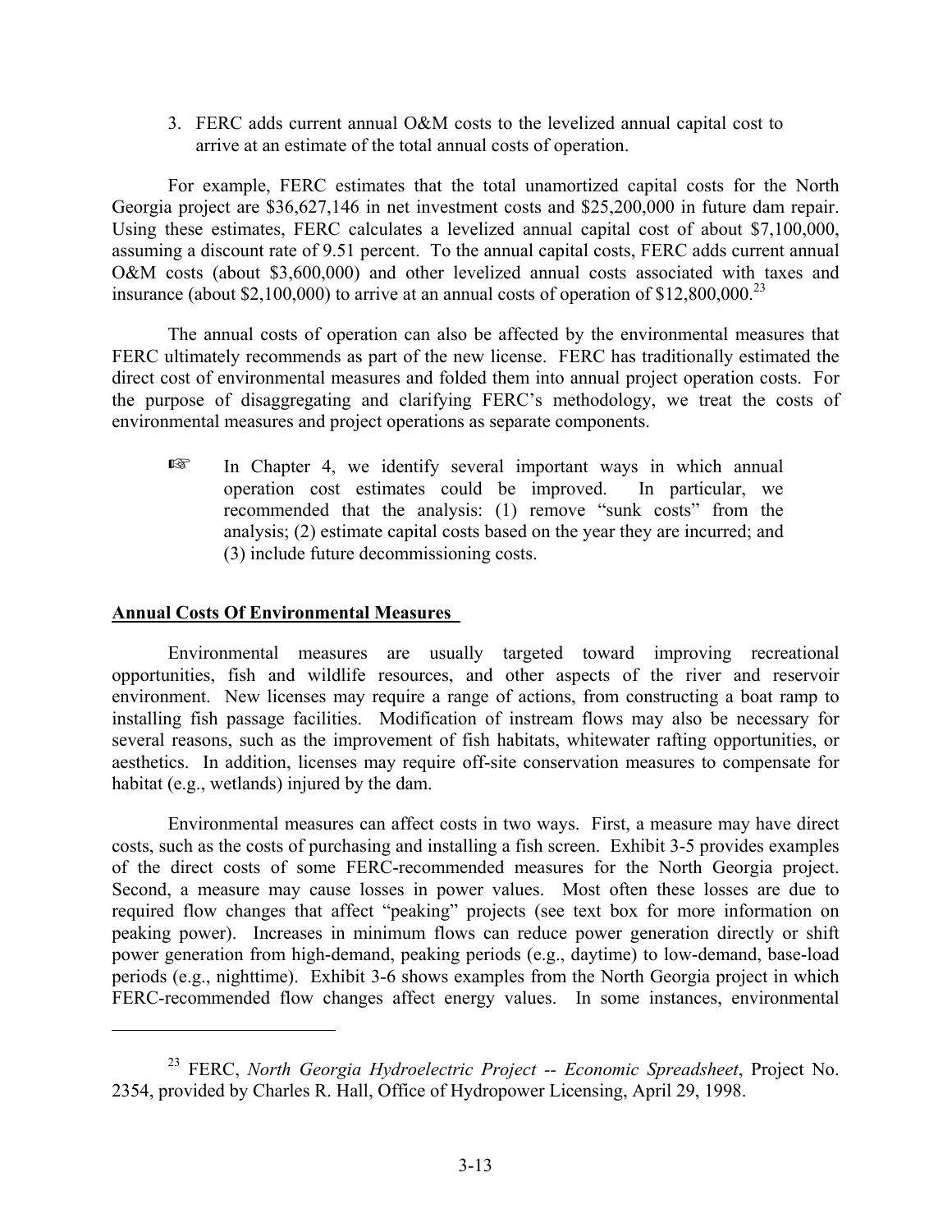3. FERC adds current annual O&M costs to the levelized annual capital cost to arrive at an estimate of the total annual costs of operation.

For example, FERC estimates that the total unamortized capital costs for the North Georgia project are $36,627,146 in net investment costs and $25,200,000 in future dam repair. Using these estimates, FERC calculates a levelized annual capital cost of about $7,100,000, assuming a discount rate of 9.51 percent. To the annual capital costs, FERC adds current annual O&M costs (about $3,600,000) and other levelized annual costs associated with taxes and insurance (about $2,100,000) to arrive at an annual costs of operation of $12,800,000.[23]

The annual costs of operation can also be affected by the environmental measures that FERC ultimately recommends as part of the new license. FERC has traditionally estimated the direct cost of environmental measures and folded them into annual project operation costs. For the purpose of disaggregating and clarifying FERC's methodology, we treat the costs of environmental measures and project operations as separate components.

☞ In Chapter 4, we identify several important ways in which annual operation cost estimates could be improved. In particular, we recommended that the analysis: (1) remove "sunk costs" from the analysis; (2) estimate capital costs based on the year they are incurred; and (3) include future decommissioning costs.

## Annual Costs Of Environmental Measures

Environmental measures are usually targeted toward improving recreational opportunities, fish and wildlife resources, and other aspects of the river and reservoir environment. New licenses may require a range of actions, from constructing a boat ramp to installing fish passage facilities. Modification of instream flows may also be necessary for several reasons, such as the improvement of fish habitats, whitewater rafting opportunities, or aesthetics. In addition, licenses may require off-site conservation measures to compensate for habitat (e.g., wetlands) injured by the dam.

Environmental measures can affect costs in two ways. First, a measure may have direct costs, such as the costs of purchasing and installing a fish screen. Exhibit 3-5 provides examples of the direct costs of some FERC-recommended measures for the North Georgia project. Second, a measure may cause losses in power values. Most often these losses are due to required flow changes that affect "peaking" projects (see text box for more information on peaking power). Increases in minimum flows can reduce power generation directly or shift power generation from high-demand, peaking periods (e.g., daytime) to low-demand, base-load periods (e.g., nighttime). Exhibit 3-6 shows examples from the North Georgia project in which FERC-recommended flow changes affect energy values. In some instances, environmental

[23] FERC, *North Georgia Hydroelectric Project -- Economic Spreadsheet*, Project No. 2354, provided by Charles R. Hall, Office of Hydropower Licensing, April 29, 1998.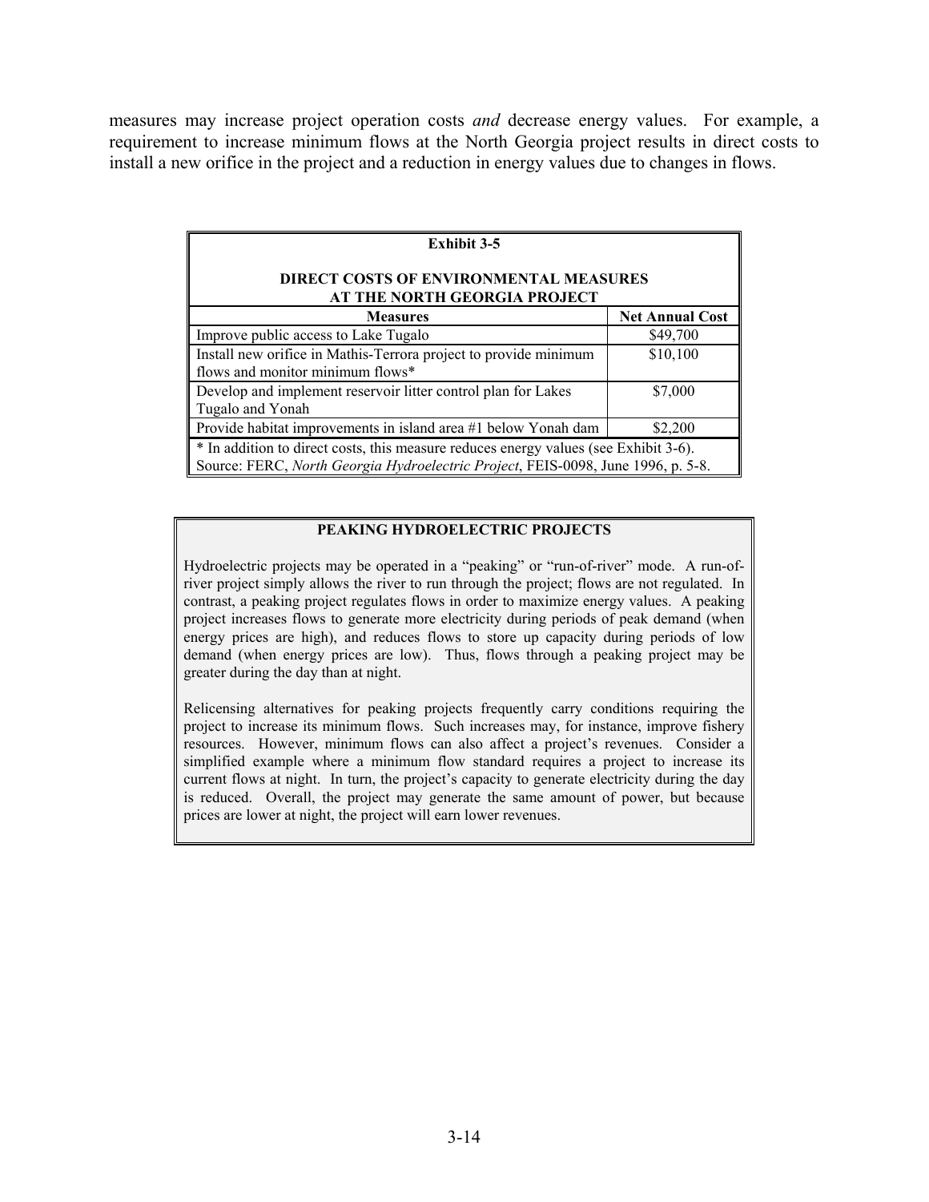measures may increase project operation costs *and* decrease energy values. For example, a requirement to increase minimum flows at the North Georgia project results in direct costs to install a new orifice in the project and a reduction in energy values due to changes in flows.

**Exhibit 3-5**

**DIRECT COSTS OF ENVIRONMENTAL MEASURES AT THE NORTH GEORGIA PROJECT**

| Measures | Net Annual Cost |
|---|---|
| Improve public access to Lake Tugalo | $49,700 |
| Install new orifice in Mathis-Terrora project to provide minimum flows and monitor minimum flows* | $10,100 |
| Develop and implement reservoir litter control plan for Lakes Tugalo and Yonah | $7,000 |
| Provide habitat improvements in island area #1 below Yonah dam | $2,200 |

\* In addition to direct costs, this measure reduces energy values (see Exhibit 3-6).
Source: FERC, *North Georgia Hydroelectric Project*, FEIS-0098, June 1996, p. 5-8.

**PEAKING HYDROELECTRIC PROJECTS**

Hydroelectric projects may be operated in a "peaking" or "run-of-river" mode. A run-of-river project simply allows the river to run through the project; flows are not regulated. In contrast, a peaking project regulates flows in order to maximize energy values. A peaking project increases flows to generate more electricity during periods of peak demand (when energy prices are high), and reduces flows to store up capacity during periods of low demand (when energy prices are low). Thus, flows through a peaking project may be greater during the day than at night.

Relicensing alternatives for peaking projects frequently carry conditions requiring the project to increase its minimum flows. Such increases may, for instance, improve fishery resources. However, minimum flows can also affect a project's revenues. Consider a simplified example where a minimum flow standard requires a project to increase its current flows at night. In turn, the project's capacity to generate electricity during the day is reduced. Overall, the project may generate the same amount of power, but because prices are lower at night, the project will earn lower revenues.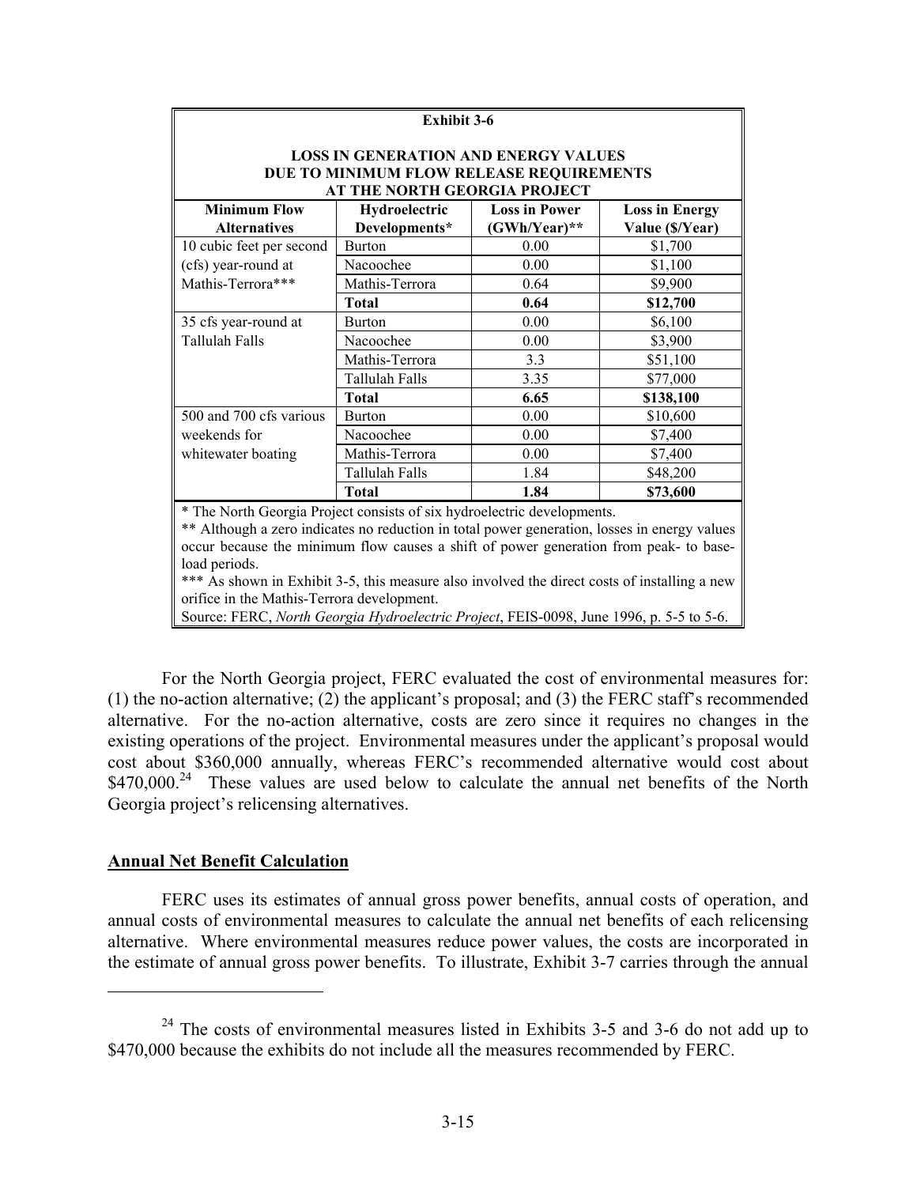**Exhibit 3-6**

**LOSS IN GENERATION AND ENERGY VALUES DUE TO MINIMUM FLOW RELEASE REQUIREMENTS AT THE NORTH GEORGIA PROJECT**

| Minimum Flow Alternatives | Hydroelectric Developments* | Loss in Power (GWh/Year)** | Loss in Energy Value ($/Year) |
|---|---|---|---|
| 10 cubic feet per second (cfs) year-round at Mathis-Terrora*** | Burton | 0.00 | $1,700 |
| | Nacoochee | 0.00 | $1,100 |
| | Mathis-Terrora | 0.64 | $9,900 |
| | **Total** | **0.64** | **$12,700** |
| 35 cfs year-round at Tallulah Falls | Burton | 0.00 | $6,100 |
| | Nacoochee | 0.00 | $3,900 |
| | Mathis-Terrora | 3.3 | $51,100 |
| | Tallulah Falls | 3.35 | $77,000 |
| | **Total** | **6.65** | **$138,100** |
| 500 and 700 cfs various weekends for whitewater boating | Burton | 0.00 | $10,600 |
| | Nacoochee | 0.00 | $7,400 |
| | Mathis-Terrora | 0.00 | $7,400 |
| | Tallulah Falls | 1.84 | $48,200 |
| | **Total** | **1.84** | **$73,600** |

* The North Georgia Project consists of six hydroelectric developments.
** Although a zero indicates no reduction in total power generation, losses in energy values occur because the minimum flow causes a shift of power generation from peak- to base-load periods.
*** As shown in Exhibit 3-5, this measure also involved the direct costs of installing a new orifice in the Mathis-Terrora development.
Source: FERC, *North Georgia Hydroelectric Project*, FEIS-0098, June 1996, p. 5-5 to 5-6.

For the North Georgia project, FERC evaluated the cost of environmental measures for: (1) the no-action alternative; (2) the applicant's proposal; and (3) the FERC staff's recommended alternative. For the no-action alternative, costs are zero since it requires no changes in the existing operations of the project. Environmental measures under the applicant's proposal would cost about $360,000 annually, whereas FERC's recommended alternative would cost about $470,000.[24] These values are used below to calculate the annual net benefits of the North Georgia project's relicensing alternatives.

**Annual Net Benefit Calculation**

FERC uses its estimates of annual gross power benefits, annual costs of operation, and annual costs of environmental measures to calculate the annual net benefits of each relicensing alternative. Where environmental measures reduce power values, the costs are incorporated in the estimate of annual gross power benefits. To illustrate, Exhibit 3-7 carries through the annual

[24] The costs of environmental measures listed in Exhibits 3-5 and 3-6 do not add up to $470,000 because the exhibits do not include all the measures recommended by FERC.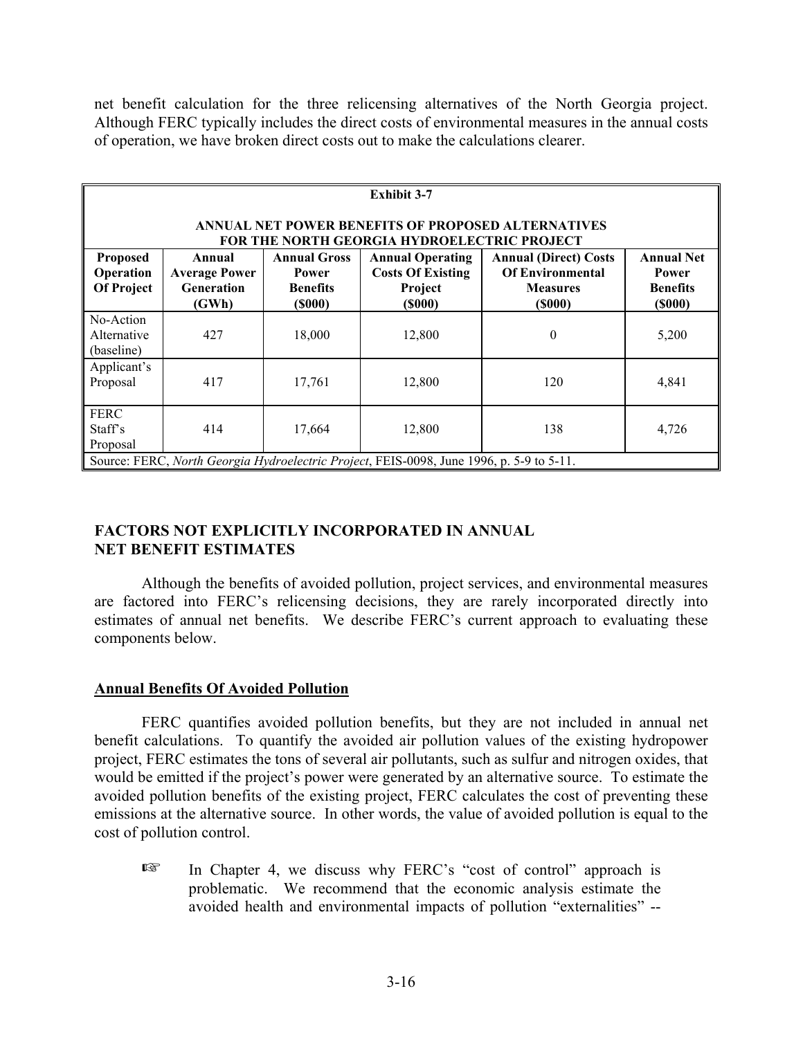net benefit calculation for the three relicensing alternatives of the North Georgia project. Although FERC typically includes the direct costs of environmental measures in the annual costs of operation, we have broken direct costs out to make the calculations clearer.

**Exhibit 3-7**

**ANNUAL NET POWER BENEFITS OF PROPOSED ALTERNATIVES FOR THE NORTH GEORGIA HYDROELECTRIC PROJECT**

| Proposed Operation Of Project | Annual Average Power Generation (GWh) | Annual Gross Power Benefits ($000) | Annual Operating Costs Of Existing Project ($000) | Annual (Direct) Costs Of Environmental Measures ($000) | Annual Net Power Benefits ($000) |
|---|---|---|---|---|---|
| No-Action Alternative (baseline) | 427 | 18,000 | 12,800 | 0 | 5,200 |
| Applicant's Proposal | 417 | 17,761 | 12,800 | 120 | 4,841 |
| FERC Staff's Proposal | 414 | 17,664 | 12,800 | 138 | 4,726 |

Source: FERC, *North Georgia Hydroelectric Project*, FEIS-0098, June 1996, p. 5-9 to 5-11.

## FACTORS NOT EXPLICITLY INCORPORATED IN ANNUAL NET BENEFIT ESTIMATES

Although the benefits of avoided pollution, project services, and environmental measures are factored into FERC's relicensing decisions, they are rarely incorporated directly into estimates of annual net benefits. We describe FERC's current approach to evaluating these components below.

### Annual Benefits Of Avoided Pollution

FERC quantifies avoided pollution benefits, but they are not included in annual net benefit calculations. To quantify the avoided air pollution values of the existing hydropower project, FERC estimates the tons of several air pollutants, such as sulfur and nitrogen oxides, that would be emitted if the project's power were generated by an alternative source. To estimate the avoided pollution benefits of the existing project, FERC calculates the cost of preventing these emissions at the alternative source. In other words, the value of avoided pollution is equal to the cost of pollution control.

☞ In Chapter 4, we discuss why FERC's "cost of control" approach is problematic. We recommend that the economic analysis estimate the avoided health and environmental impacts of pollution "externalities" --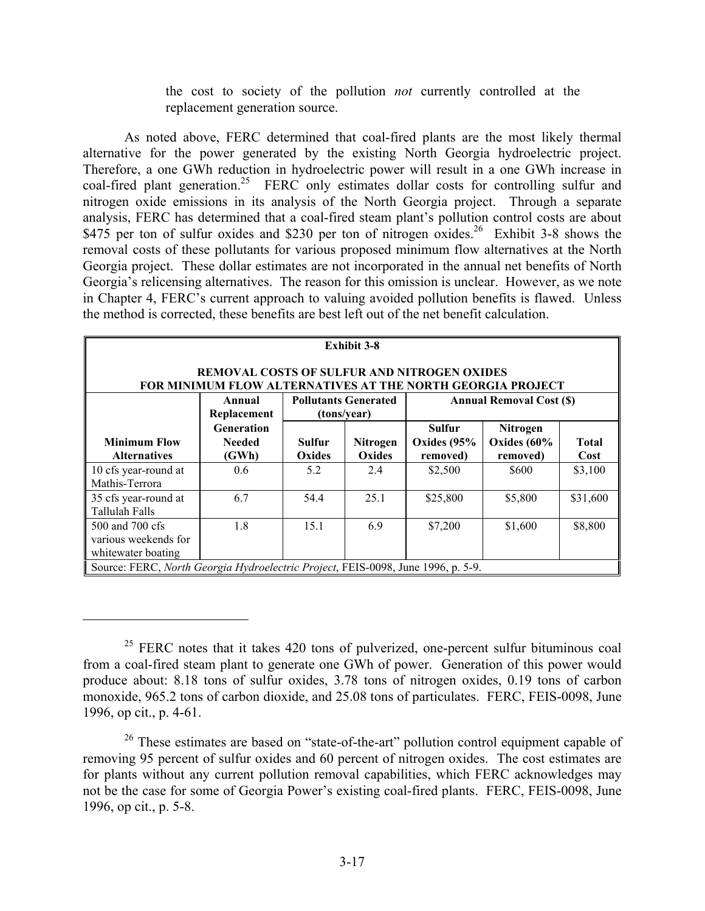the cost to society of the pollution *not* currently controlled at the replacement generation source.

As noted above, FERC determined that coal-fired plants are the most likely thermal alternative for the power generated by the existing North Georgia hydroelectric project. Therefore, a one GWh reduction in hydroelectric power will result in a one GWh increase in coal-fired plant generation.[25] FERC only estimates dollar costs for controlling sulfur and nitrogen oxide emissions in its analysis of the North Georgia project. Through a separate analysis, FERC has determined that a coal-fired steam plant's pollution control costs are about $475 per ton of sulfur oxides and $230 per ton of nitrogen oxides.[26] Exhibit 3-8 shows the removal costs of these pollutants for various proposed minimum flow alternatives at the North Georgia project. These dollar estimates are not incorporated in the annual net benefits of North Georgia's relicensing alternatives. The reason for this omission is unclear. However, as we note in Chapter 4, FERC's current approach to valuing avoided pollution benefits is flawed. Unless the method is corrected, these benefits are best left out of the net benefit calculation.

**Exhibit 3-8**

**REMOVAL COSTS OF SULFUR AND NITROGEN OXIDES FOR MINIMUM FLOW ALTERNATIVES AT THE NORTH GEORGIA PROJECT**

| Minimum Flow Alternatives | Annual Replacement Generation Needed (GWh) | Pollutants Generated (tons/year) | | Annual Removal Cost ($) | | |
|---|---|---|---|---|---|---|
| | | Sulfur Oxides | Nitrogen Oxides | Sulfur Oxides (95% removed) | Nitrogen Oxides (60% removed) | Total Cost |
| 10 cfs year-round at Mathis-Terrora | 0.6 | 5.2 | 2.4 | $2,500 | $600 | $3,100 |
| 35 cfs year-round at Tallulah Falls | 6.7 | 54.4 | 25.1 | $25,800 | $5,800 | $31,600 |
| 500 and 700 cfs various weekends for whitewater boating | 1.8 | 15.1 | 6.9 | $7,200 | $1,600 | $8,800 |

Source: FERC, *North Georgia Hydroelectric Project*, FEIS-0098, June 1996, p. 5-9.

---

[25] FERC notes that it takes 420 tons of pulverized, one-percent sulfur bituminous coal from a coal-fired steam plant to generate one GWh of power. Generation of this power would produce about: 8.18 tons of sulfur oxides, 3.78 tons of nitrogen oxides, 0.19 tons of carbon monoxide, 965.2 tons of carbon dioxide, and 25.08 tons of particulates. FERC, FEIS-0098, June 1996, op cit., p. 4-61.

[26] These estimates are based on "state-of-the-art" pollution control equipment capable of removing 95 percent of sulfur oxides and 60 percent of nitrogen oxides. The cost estimates are for plants without any current pollution removal capabilities, which FERC acknowledges may not be the case for some of Georgia Power's existing coal-fired plants. FERC, FEIS-0098, June 1996, op cit., p. 5-8.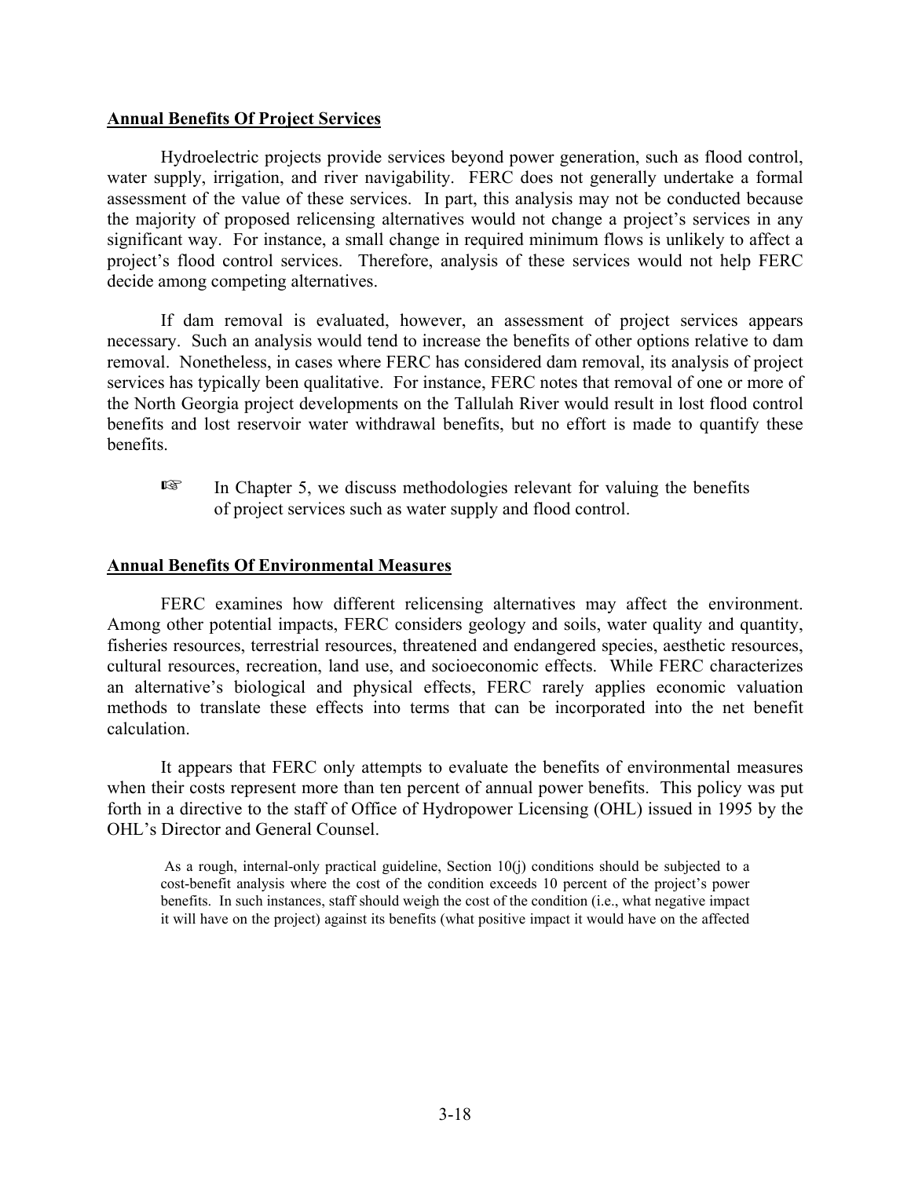**Annual Benefits Of Project Services**

Hydroelectric projects provide services beyond power generation, such as flood control, water supply, irrigation, and river navigability. FERC does not generally undertake a formal assessment of the value of these services. In part, this analysis may not be conducted because the majority of proposed relicensing alternatives would not change a project's services in any significant way. For instance, a small change in required minimum flows is unlikely to affect a project's flood control services. Therefore, analysis of these services would not help FERC decide among competing alternatives.

If dam removal is evaluated, however, an assessment of project services appears necessary. Such an analysis would tend to increase the benefits of other options relative to dam removal. Nonetheless, in cases where FERC has considered dam removal, its analysis of project services has typically been qualitative. For instance, FERC notes that removal of one or more of the North Georgia project developments on the Tallulah River would result in lost flood control benefits and lost reservoir water withdrawal benefits, but no effort is made to quantify these benefits.

> ☞ In Chapter 5, we discuss methodologies relevant for valuing the benefits of project services such as water supply and flood control.

**Annual Benefits Of Environmental Measures**

FERC examines how different relicensing alternatives may affect the environment. Among other potential impacts, FERC considers geology and soils, water quality and quantity, fisheries resources, terrestrial resources, threatened and endangered species, aesthetic resources, cultural resources, recreation, land use, and socioeconomic effects. While FERC characterizes an alternative's biological and physical effects, FERC rarely applies economic valuation methods to translate these effects into terms that can be incorporated into the net benefit calculation.

It appears that FERC only attempts to evaluate the benefits of environmental measures when their costs represent more than ten percent of annual power benefits. This policy was put forth in a directive to the staff of Office of Hydropower Licensing (OHL) issued in 1995 by the OHL's Director and General Counsel.

> As a rough, internal-only practical guideline, Section 10(j) conditions should be subjected to a cost-benefit analysis where the cost of the condition exceeds 10 percent of the project's power benefits. In such instances, staff should weigh the cost of the condition (i.e., what negative impact it will have on the project) against its benefits (what positive impact it would have on the affected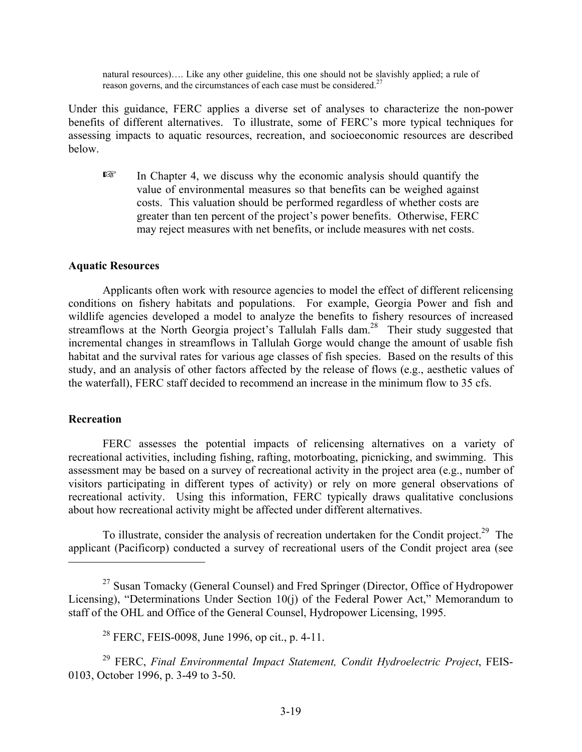natural resources)…. Like any other guideline, this one should not be slavishly applied; a rule of reason governs, and the circumstances of each case must be considered.[27]

Under this guidance, FERC applies a diverse set of analyses to characterize the non-power benefits of different alternatives. To illustrate, some of FERC's more typical techniques for assessing impacts to aquatic resources, recreation, and socioeconomic resources are described below.

> ☞ In Chapter 4, we discuss why the economic analysis should quantify the value of environmental measures so that benefits can be weighed against costs. This valuation should be performed regardless of whether costs are greater than ten percent of the project's power benefits. Otherwise, FERC may reject measures with net benefits, or include measures with net costs.

**Aquatic Resources**

Applicants often work with resource agencies to model the effect of different relicensing conditions on fishery habitats and populations. For example, Georgia Power and fish and wildlife agencies developed a model to analyze the benefits to fishery resources of increased streamflows at the North Georgia project's Tallulah Falls dam.[28] Their study suggested that incremental changes in streamflows in Tallulah Gorge would change the amount of usable fish habitat and the survival rates for various age classes of fish species. Based on the results of this study, and an analysis of other factors affected by the release of flows (e.g., aesthetic values of the waterfall), FERC staff decided to recommend an increase in the minimum flow to 35 cfs.

**Recreation**

FERC assesses the potential impacts of relicensing alternatives on a variety of recreational activities, including fishing, rafting, motorboating, picnicking, and swimming. This assessment may be based on a survey of recreational activity in the project area (e.g., number of visitors participating in different types of activity) or rely on more general observations of recreational activity. Using this information, FERC typically draws qualitative conclusions about how recreational activity might be affected under different alternatives.

To illustrate, consider the analysis of recreation undertaken for the Condit project.[29] The applicant (Pacificorp) conducted a survey of recreational users of the Condit project area (see

---

[27] Susan Tomacky (General Counsel) and Fred Springer (Director, Office of Hydropower Licensing), "Determinations Under Section 10(j) of the Federal Power Act," Memorandum to staff of the OHL and Office of the General Counsel, Hydropower Licensing, 1995.

[28] FERC, FEIS-0098, June 1996, op cit., p. 4-11.

[29] FERC, *Final Environmental Impact Statement, Condit Hydroelectric Project*, FEIS-0103, October 1996, p. 3-49 to 3-50.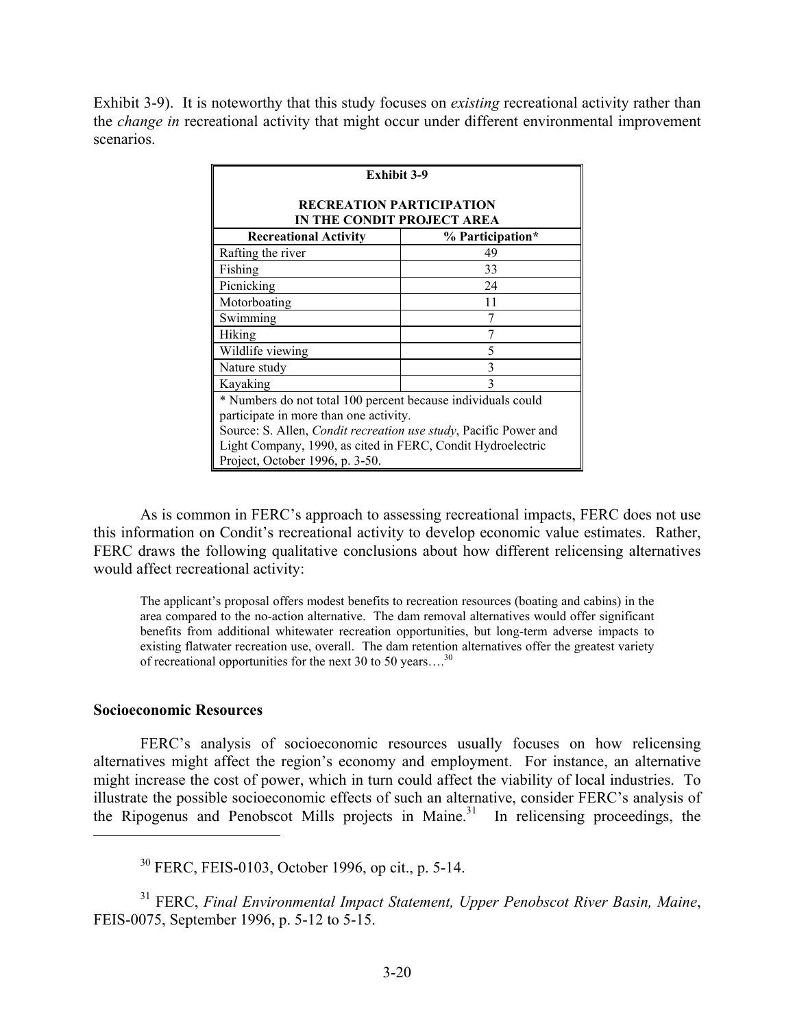Exhibit 3-9). It is noteworthy that this study focuses on *existing* recreational activity rather than the *change in* recreational activity that might occur under different environmental improvement scenarios.

**Exhibit 3-9**

**RECREATION PARTICIPATION IN THE CONDIT PROJECT AREA**

| Recreational Activity | % Participation* |
|---|---|
| Rafting the river | 49 |
| Fishing | 33 |
| Picnicking | 24 |
| Motorboating | 11 |
| Swimming | 7 |
| Hiking | 7 |
| Wildlife viewing | 5 |
| Nature study | 3 |
| Kayaking | 3 |

\* Numbers do not total 100 percent because individuals could participate in more than one activity.
Source: S. Allen, *Condit recreation use study*, Pacific Power and Light Company, 1990, as cited in FERC, Condit Hydroelectric Project, October 1996, p. 3-50.

As is common in FERC's approach to assessing recreational impacts, FERC does not use this information on Condit's recreational activity to develop economic value estimates. Rather, FERC draws the following qualitative conclusions about how different relicensing alternatives would affect recreational activity:

> The applicant's proposal offers modest benefits to recreation resources (boating and cabins) in the area compared to the no-action alternative. The dam removal alternatives would offer significant benefits from additional whitewater recreation opportunities, but long-term adverse impacts to existing flatwater recreation use, overall. The dam retention alternatives offer the greatest variety of recreational opportunities for the next 30 to 50 years….[30]

### Socioeconomic Resources

FERC's analysis of socioeconomic resources usually focuses on how relicensing alternatives might affect the region's economy and employment. For instance, an alternative might increase the cost of power, which in turn could affect the viability of local industries. To illustrate the possible socioeconomic effects of such an alternative, consider FERC's analysis of the Ripogenus and Penobscot Mills projects in Maine.[31] In relicensing proceedings, the

---

[30] FERC, FEIS-0103, October 1996, op cit., p. 5-14.

[31] FERC, *Final Environmental Impact Statement, Upper Penobscot River Basin, Maine*, FEIS-0075, September 1996, p. 5-12 to 5-15.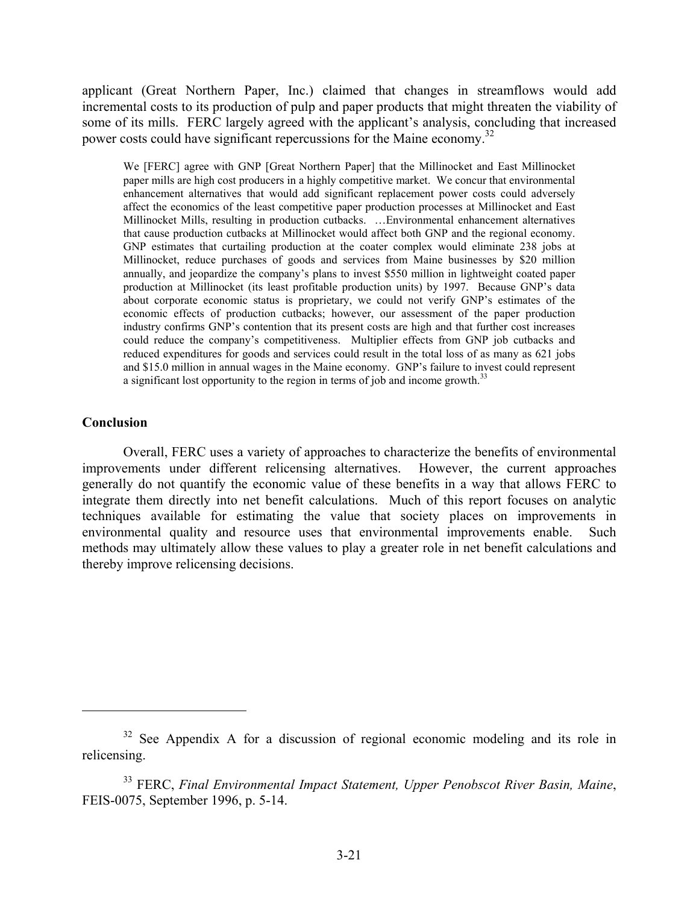applicant (Great Northern Paper, Inc.) claimed that changes in streamflows would add incremental costs to its production of pulp and paper products that might threaten the viability of some of its mills. FERC largely agreed with the applicant's analysis, concluding that increased power costs could have significant repercussions for the Maine economy.[32]

> We [FERC] agree with GNP [Great Northern Paper] that the Millinocket and East Millinocket paper mills are high cost producers in a highly competitive market. We concur that environmental enhancement alternatives that would add significant replacement power costs could adversely affect the economics of the least competitive paper production processes at Millinocket and East Millinocket Mills, resulting in production cutbacks. …Environmental enhancement alternatives that cause production cutbacks at Millinocket would affect both GNP and the regional economy. GNP estimates that curtailing production at the coater complex would eliminate 238 jobs at Millinocket, reduce purchases of goods and services from Maine businesses by $20 million annually, and jeopardize the company's plans to invest $550 million in lightweight coated paper production at Millinocket (its least profitable production units) by 1997. Because GNP's data about corporate economic status is proprietary, we could not verify GNP's estimates of the economic effects of production cutbacks; however, our assessment of the paper production industry confirms GNP's contention that its present costs are high and that further cost increases could reduce the company's competitiveness. Multiplier effects from GNP job cutbacks and reduced expenditures for goods and services could result in the total loss of as many as 621 jobs and $15.0 million in annual wages in the Maine economy. GNP's failure to invest could represent a significant lost opportunity to the region in terms of job and income growth.[33]

**Conclusion**

Overall, FERC uses a variety of approaches to characterize the benefits of environmental improvements under different relicensing alternatives. However, the current approaches generally do not quantify the economic value of these benefits in a way that allows FERC to integrate them directly into net benefit calculations. Much of this report focuses on analytic techniques available for estimating the value that society places on improvements in environmental quality and resource uses that environmental improvements enable. Such methods may ultimately allow these values to play a greater role in net benefit calculations and thereby improve relicensing decisions.

---

[32] See Appendix A for a discussion of regional economic modeling and its role in relicensing.

[33] FERC, *Final Environmental Impact Statement, Upper Penobscot River Basin, Maine*, FEIS-0075, September 1996, p. 5-14.